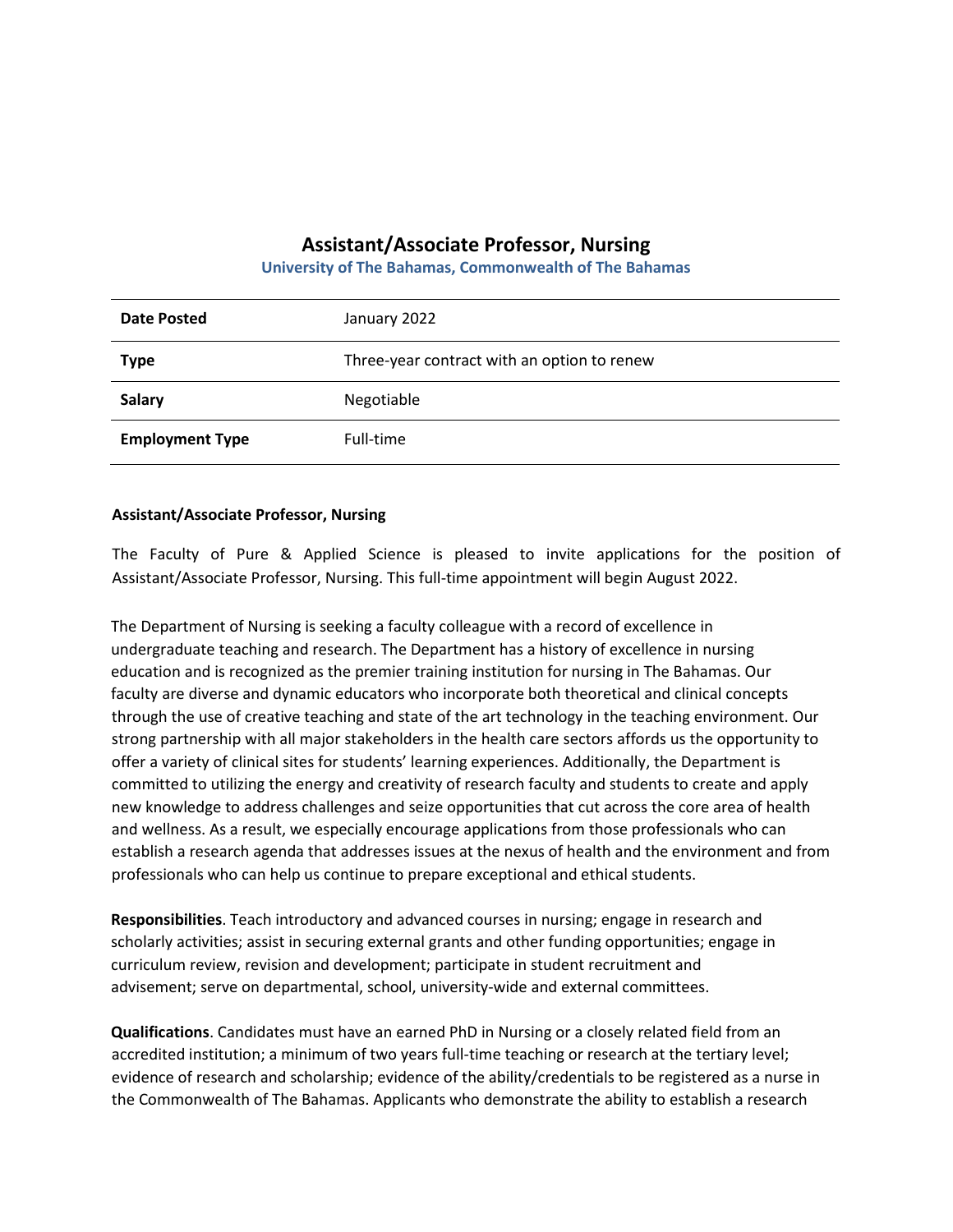# Assistant/Associate Professor, Nursing

**University of The Bahamas, Commonwealth of The Bahamas**

| | |
|---|---|
| **Date Posted** | January 2022 |
| **Type** | Three-year contract with an option to renew |
| **Salary** | Negotiable |
| **Employment Type** | Full-time |

**Assistant/Associate Professor, Nursing**

The Faculty of Pure & Applied Science is pleased to invite applications for the position of Assistant/Associate Professor, Nursing. This full-time appointment will begin August 2022.

The Department of Nursing is seeking a faculty colleague with a record of excellence in undergraduate teaching and research. The Department has a history of excellence in nursing education and is recognized as the premier training institution for nursing in The Bahamas. Our faculty are diverse and dynamic educators who incorporate both theoretical and clinical concepts through the use of creative teaching and state of the art technology in the teaching environment. Our strong partnership with all major stakeholders in the health care sectors affords us the opportunity to offer a variety of clinical sites for students' learning experiences. Additionally, the Department is committed to utilizing the energy and creativity of research faculty and students to create and apply new knowledge to address challenges and seize opportunities that cut across the core area of health and wellness. As a result, we especially encourage applications from those professionals who can establish a research agenda that addresses issues at the nexus of health and the environment and from professionals who can help us continue to prepare exceptional and ethical students.

**Responsibilities**. Teach introductory and advanced courses in nursing; engage in research and scholarly activities; assist in securing external grants and other funding opportunities; engage in curriculum review, revision and development; participate in student recruitment and advisement; serve on departmental, school, university-wide and external committees.

**Qualifications**. Candidates must have an earned PhD in Nursing or a closely related field from an accredited institution; a minimum of two years full-time teaching or research at the tertiary level; evidence of research and scholarship; evidence of the ability/credentials to be registered as a nurse in the Commonwealth of The Bahamas. Applicants who demonstrate the ability to establish a research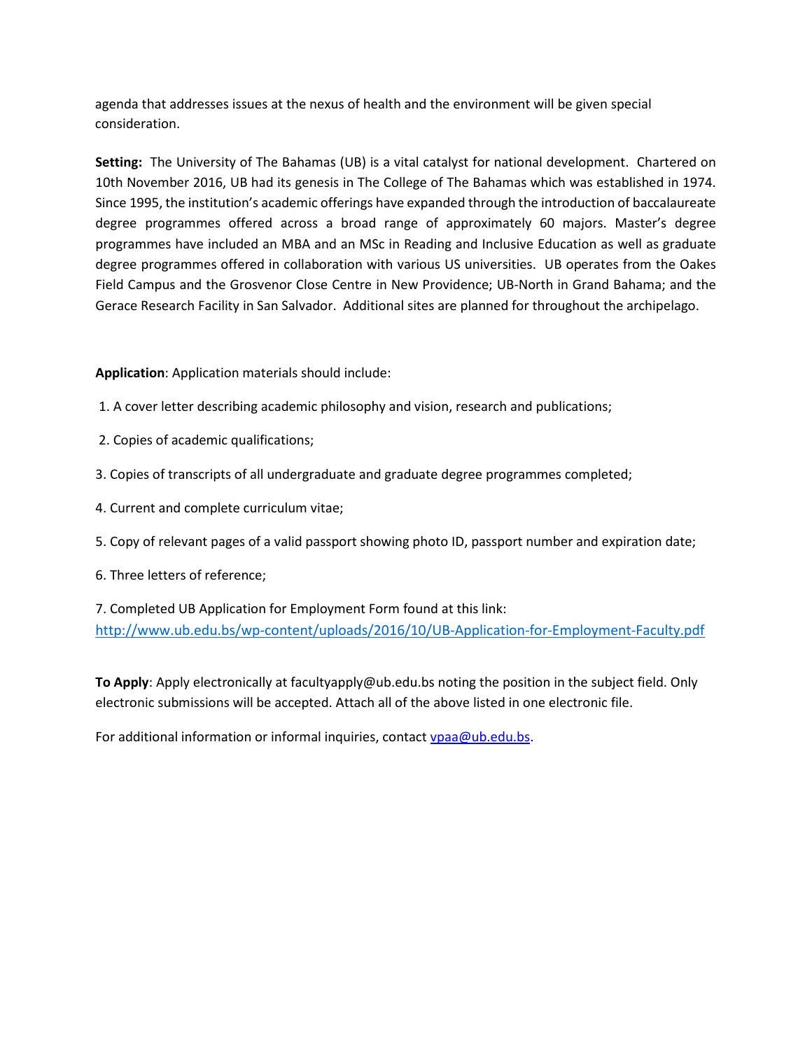agenda that addresses issues at the nexus of health and the environment will be given special consideration.

**Setting:** The University of The Bahamas (UB) is a vital catalyst for national development. Chartered on 10th November 2016, UB had its genesis in The College of The Bahamas which was established in 1974. Since 1995, the institution's academic offerings have expanded through the introduction of baccalaureate degree programmes offered across a broad range of approximately 60 majors. Master's degree programmes have included an MBA and an MSc in Reading and Inclusive Education as well as graduate degree programmes offered in collaboration with various US universities. UB operates from the Oakes Field Campus and the Grosvenor Close Centre in New Providence; UB-North in Grand Bahama; and the Gerace Research Facility in San Salvador. Additional sites are planned for throughout the archipelago.

**Application**: Application materials should include:

1. A cover letter describing academic philosophy and vision, research and publications;
2. Copies of academic qualifications;
3. Copies of transcripts of all undergraduate and graduate degree programmes completed;
4. Current and complete curriculum vitae;
5. Copy of relevant pages of a valid passport showing photo ID, passport number and expiration date;
6. Three letters of reference;
7. Completed UB Application for Employment Form found at this link: http://www.ub.edu.bs/wp-content/uploads/2016/10/UB-Application-for-Employment-Faculty.pdf

**To Apply**: Apply electronically at facultyapply@ub.edu.bs noting the position in the subject field. Only electronic submissions will be accepted. Attach all of the above listed in one electronic file.

For additional information or informal inquiries, contact vpaa@ub.edu.bs.